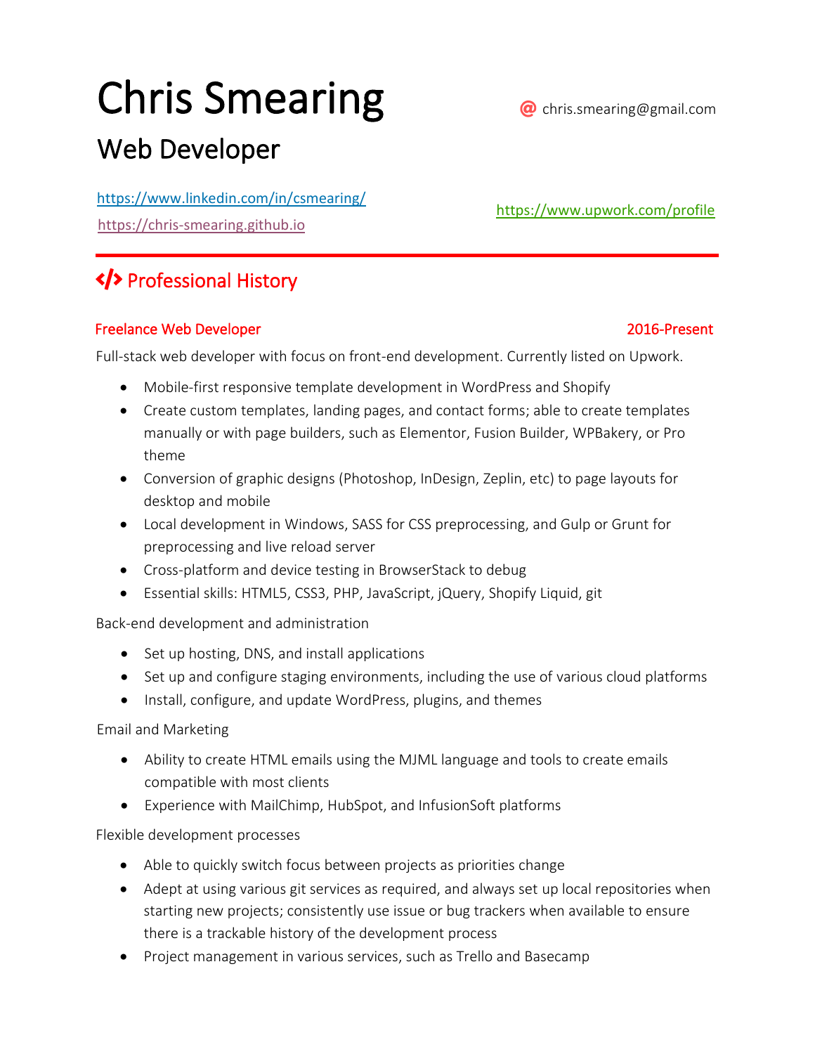# Chris Smearing

## Web Developer

@ chris.smearing@gmail.com

https://www.linkedin.com/in/csmearing/

https://chris-smearing.github.io

https://www.upwork.com/profile

---

## </> Professional History

### Freelance Web Developer — 2016-Present

Full-stack web developer with focus on front-end development. Currently listed on Upwork.

- Mobile-first responsive template development in WordPress and Shopify
- Create custom templates, landing pages, and contact forms; able to create templates manually or with page builders, such as Elementor, Fusion Builder, WPBakery, or Pro theme
- Conversion of graphic designs (Photoshop, InDesign, Zeplin, etc) to page layouts for desktop and mobile
- Local development in Windows, SASS for CSS preprocessing, and Gulp or Grunt for preprocessing and live reload server
- Cross-platform and device testing in BrowserStack to debug
- Essential skills: HTML5, CSS3, PHP, JavaScript, jQuery, Shopify Liquid, git

Back-end development and administration

- Set up hosting, DNS, and install applications
- Set up and configure staging environments, including the use of various cloud platforms
- Install, configure, and update WordPress, plugins, and themes

Email and Marketing

- Ability to create HTML emails using the MJML language and tools to create emails compatible with most clients
- Experience with MailChimp, HubSpot, and InfusionSoft platforms

Flexible development processes

- Able to quickly switch focus between projects as priorities change
- Adept at using various git services as required, and always set up local repositories when starting new projects; consistently use issue or bug trackers when available to ensure there is a trackable history of the development process
- Project management in various services, such as Trello and Basecamp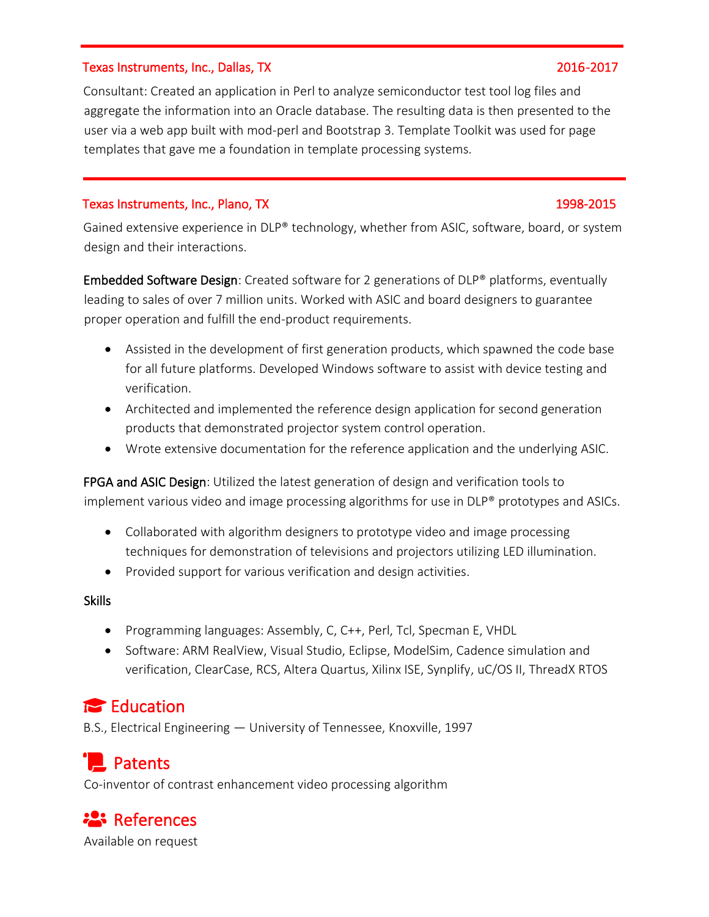---

### Texas Instruments, Inc., Dallas, TX 2016-2017

Consultant: Created an application in Perl to analyze semiconductor test tool log files and aggregate the information into an Oracle database. The resulting data is then presented to the user via a web app built with mod-perl and Bootstrap 3. Template Toolkit was used for page templates that gave me a foundation in template processing systems.

---

### Texas Instruments, Inc., Plano, TX 1998-2015

Gained extensive experience in DLP® technology, whether from ASIC, software, board, or system design and their interactions.

**Embedded Software Design**: Created software for 2 generations of DLP® platforms, eventually leading to sales of over 7 million units. Worked with ASIC and board designers to guarantee proper operation and fulfill the end-product requirements.

- Assisted in the development of first generation products, which spawned the code base for all future platforms. Developed Windows software to assist with device testing and verification.
- Architected and implemented the reference design application for second generation products that demonstrated projector system control operation.
- Wrote extensive documentation for the reference application and the underlying ASIC.

**FPGA and ASIC Design**: Utilized the latest generation of design and verification tools to implement various video and image processing algorithms for use in DLP® prototypes and ASICs.

- Collaborated with algorithm designers to prototype video and image processing techniques for demonstration of televisions and projectors utilizing LED illumination.
- Provided support for various verification and design activities.

**Skills**

- Programming languages: Assembly, C, C++, Perl, Tcl, Specman E, VHDL
- Software: ARM RealView, Visual Studio, Eclipse, ModelSim, Cadence simulation and verification, ClearCase, RCS, Altera Quartus, Xilinx ISE, Synplify, uC/OS II, ThreadX RTOS

## Education

B.S., Electrical Engineering — University of Tennessee, Knoxville, 1997

## Patents

Co-inventor of contrast enhancement video processing algorithm

## References

Available on request